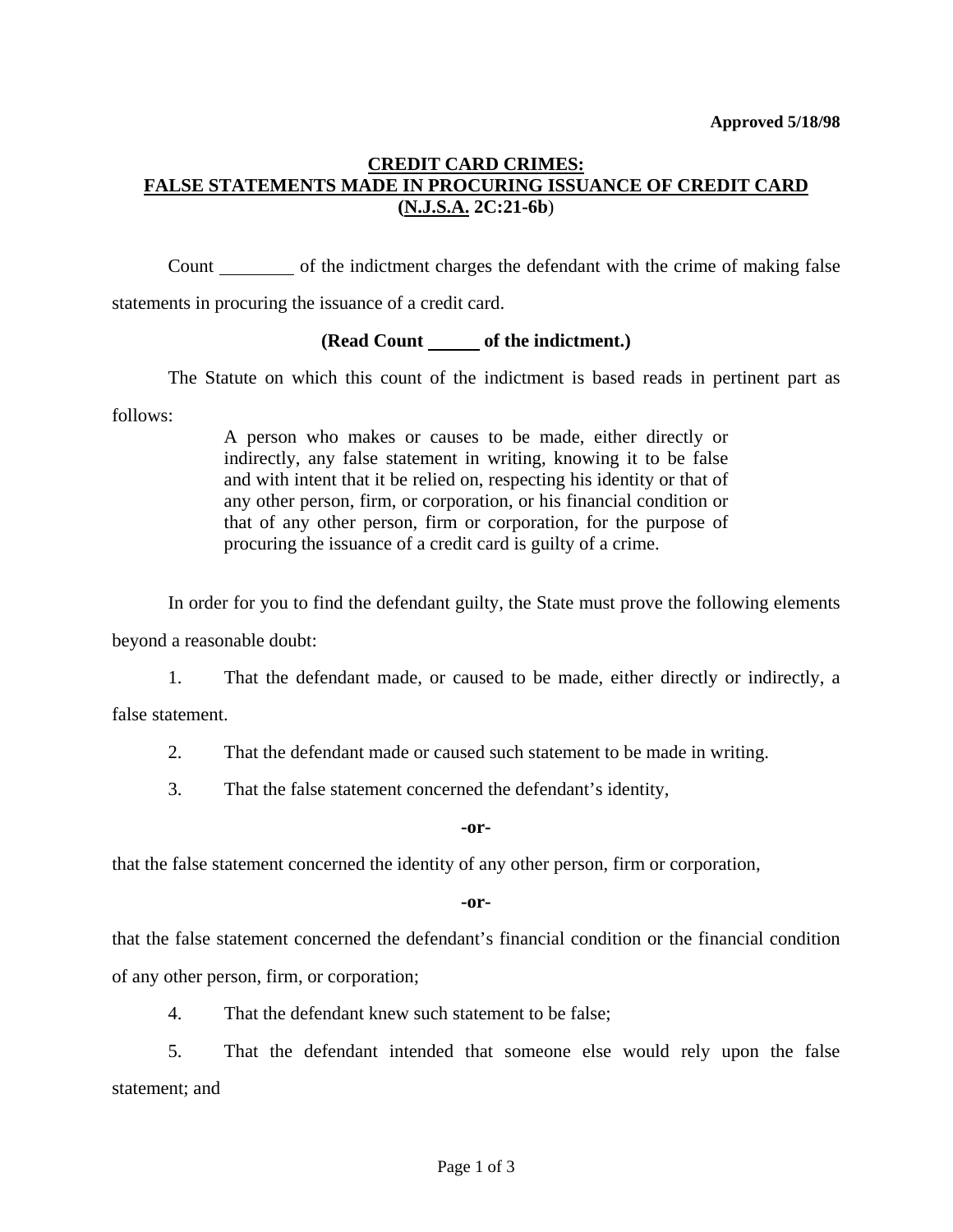**Approved 5/18/98**

## CREDIT CARD CRIMES:
## FALSE STATEMENTS MADE IN PROCURING ISSUANCE OF CREDIT CARD
## (N.J.S.A. 2C:21-6b)

Count ________ of the indictment charges the defendant with the crime of making false statements in procuring the issuance of a credit card.

**(Read Count _____ of the indictment.)**

The Statute on which this count of the indictment is based reads in pertinent part as follows:

> A person who makes or causes to be made, either directly or indirectly, any false statement in writing, knowing it to be false and with intent that it be relied on, respecting his identity or that of any other person, firm, or corporation, or his financial condition or that of any other person, firm or corporation, for the purpose of procuring the issuance of a credit card is guilty of a crime.

In order for you to find the defendant guilty, the State must prove the following elements beyond a reasonable doubt:

1. That the defendant made, or caused to be made, either directly or indirectly, a false statement.

2. That the defendant made or caused such statement to be made in writing.

3. That the false statement concerned the defendant's identity,

**-or-**

that the false statement concerned the identity of any other person, firm or corporation,

**-or-**

that the false statement concerned the defendant's financial condition or the financial condition of any other person, firm, or corporation;

4. That the defendant knew such statement to be false;

5. That the defendant intended that someone else would rely upon the false statement; and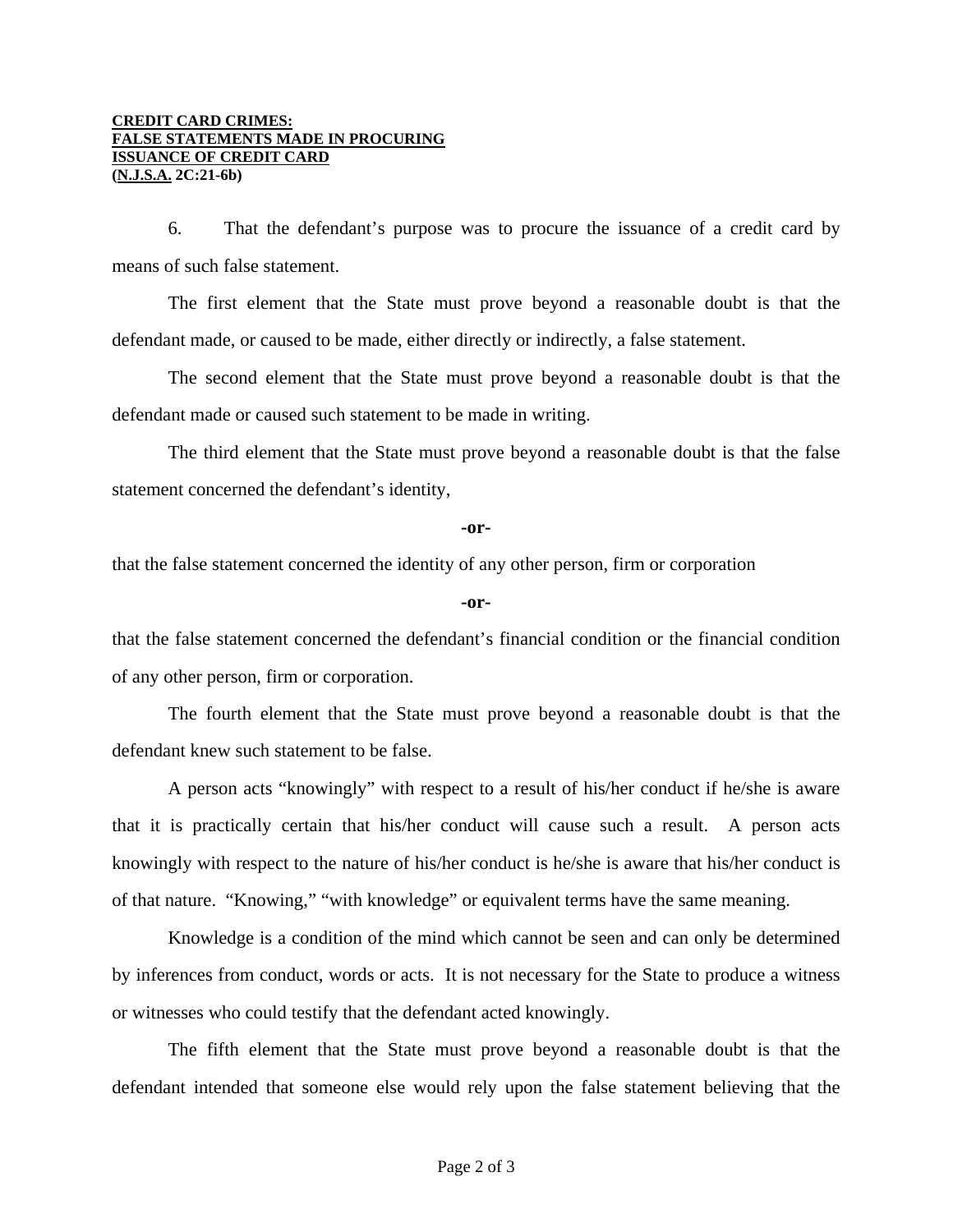**CREDIT CARD CRIMES:**
**FALSE STATEMENTS MADE IN PROCURING**
**ISSUANCE OF CREDIT CARD**
**(N.J.S.A. 2C:21-6b)**

6. That the defendant's purpose was to procure the issuance of a credit card by means of such false statement.

The first element that the State must prove beyond a reasonable doubt is that the defendant made, or caused to be made, either directly or indirectly, a false statement.

The second element that the State must prove beyond a reasonable doubt is that the defendant made or caused such statement to be made in writing.

The third element that the State must prove beyond a reasonable doubt is that the false statement concerned the defendant's identity,

**-or-**

that the false statement concerned the identity of any other person, firm or corporation

**-or-**

that the false statement concerned the defendant's financial condition or the financial condition of any other person, firm or corporation.

The fourth element that the State must prove beyond a reasonable doubt is that the defendant knew such statement to be false.

A person acts "knowingly" with respect to a result of his/her conduct if he/she is aware that it is practically certain that his/her conduct will cause such a result. A person acts knowingly with respect to the nature of his/her conduct is he/she is aware that his/her conduct is of that nature. "Knowing," "with knowledge" or equivalent terms have the same meaning.

Knowledge is a condition of the mind which cannot be seen and can only be determined by inferences from conduct, words or acts. It is not necessary for the State to produce a witness or witnesses who could testify that the defendant acted knowingly.

The fifth element that the State must prove beyond a reasonable doubt is that the defendant intended that someone else would rely upon the false statement believing that the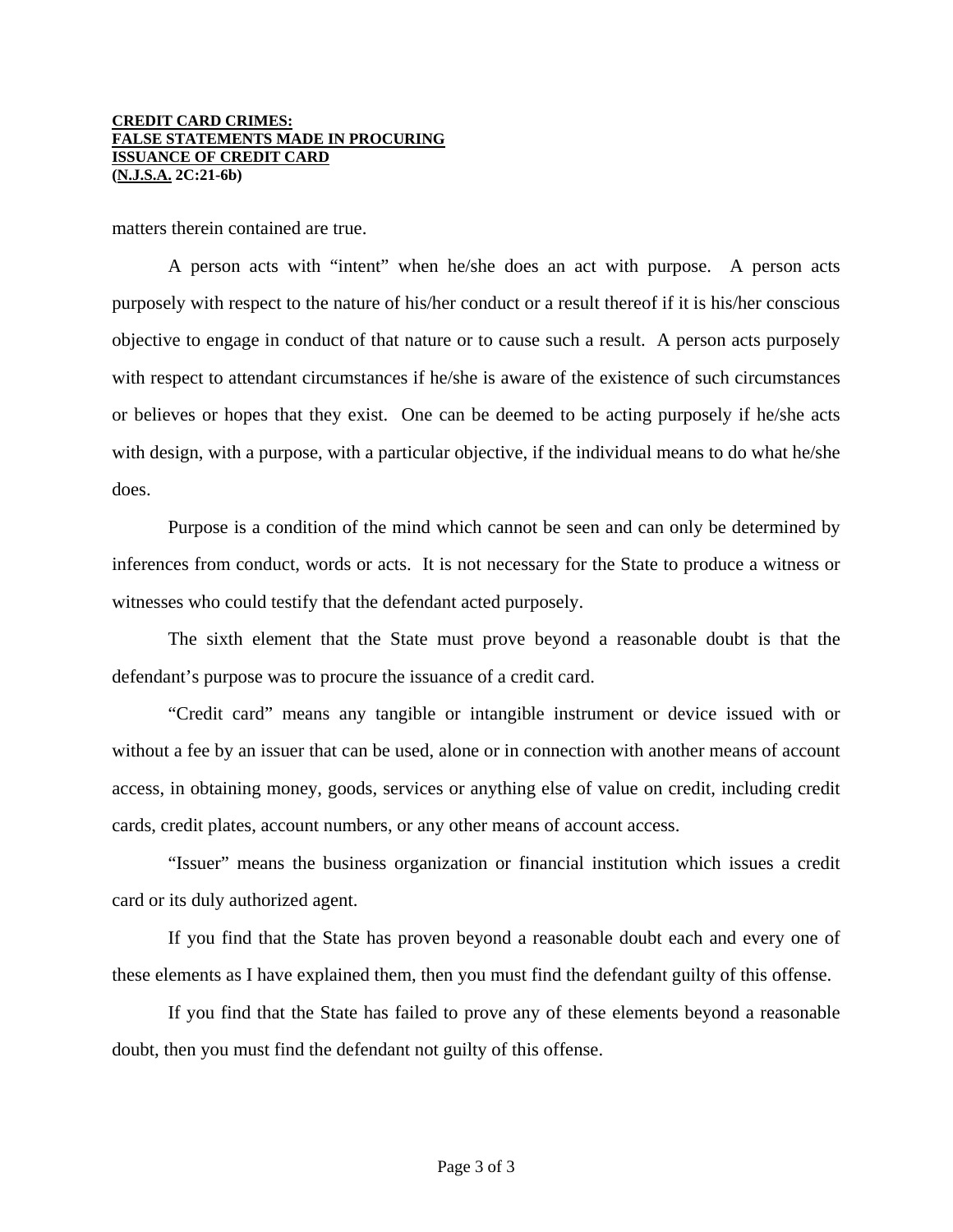matters therein contained are true.

A person acts with "intent" when he/she does an act with purpose. A person acts purposely with respect to the nature of his/her conduct or a result thereof if it is his/her conscious objective to engage in conduct of that nature or to cause such a result. A person acts purposely with respect to attendant circumstances if he/she is aware of the existence of such circumstances or believes or hopes that they exist. One can be deemed to be acting purposely if he/she acts with design, with a purpose, with a particular objective, if the individual means to do what he/she does.

Purpose is a condition of the mind which cannot be seen and can only be determined by inferences from conduct, words or acts. It is not necessary for the State to produce a witness or witnesses who could testify that the defendant acted purposely.

The sixth element that the State must prove beyond a reasonable doubt is that the defendant's purpose was to procure the issuance of a credit card.

"Credit card" means any tangible or intangible instrument or device issued with or without a fee by an issuer that can be used, alone or in connection with another means of account access, in obtaining money, goods, services or anything else of value on credit, including credit cards, credit plates, account numbers, or any other means of account access.

"Issuer" means the business organization or financial institution which issues a credit card or its duly authorized agent.

If you find that the State has proven beyond a reasonable doubt each and every one of these elements as I have explained them, then you must find the defendant guilty of this offense.

If you find that the State has failed to prove any of these elements beyond a reasonable doubt, then you must find the defendant not guilty of this offense.